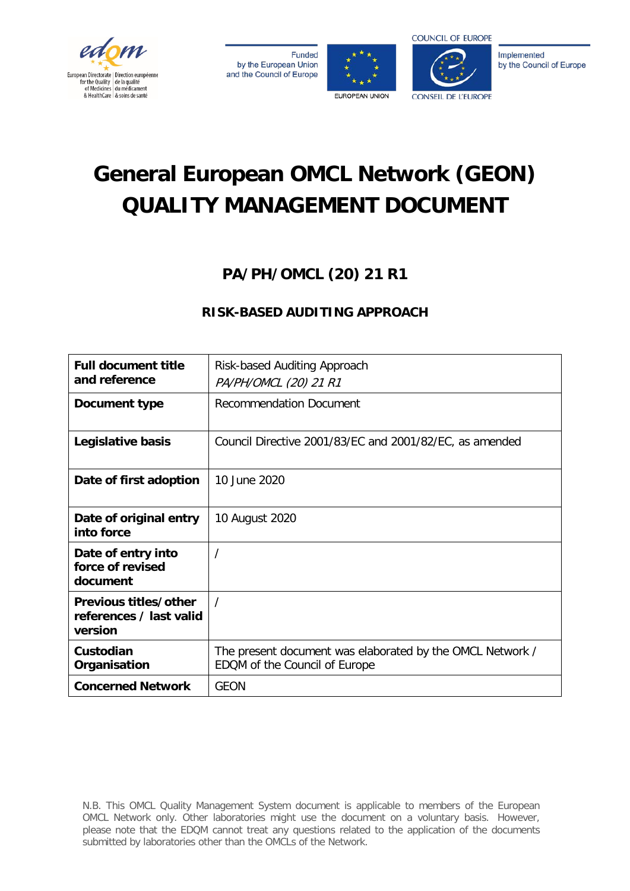Funded by the European Union and the Council of Europe

Implemented by the Council of Europe

# General European OMCL Network (GEON) QUALITY MANAGEMENT DOCUMENT

## PA/PH/OMCL (20) 21 R1

### RISK-BASED AUDITING APPROACH

| **Full document title and reference** | Risk-based Auditing Approach *PA/PH/OMCL (20) 21 R1* |
|---|---|
| **Document type** | Recommendation Document |
| **Legislative basis** | Council Directive 2001/83/EC and 2001/82/EC, as amended |
| **Date of first adoption** | 10 June 2020 |
| **Date of original entry into force** | 10 August 2020 |
| **Date of entry into force of revised document** | / |
| **Previous titles/other references / last valid version** | / |
| **Custodian Organisation** | The present document was elaborated by the OMCL Network / EDQM of the Council of Europe |
| **Concerned Network** | GEON |

N.B. This OMCL Quality Management System document is applicable to members of the European OMCL Network only. Other laboratories might use the document on a voluntary basis. However, please note that the EDQM cannot treat any questions related to the application of the documents submitted by laboratories other than the OMCLs of the Network.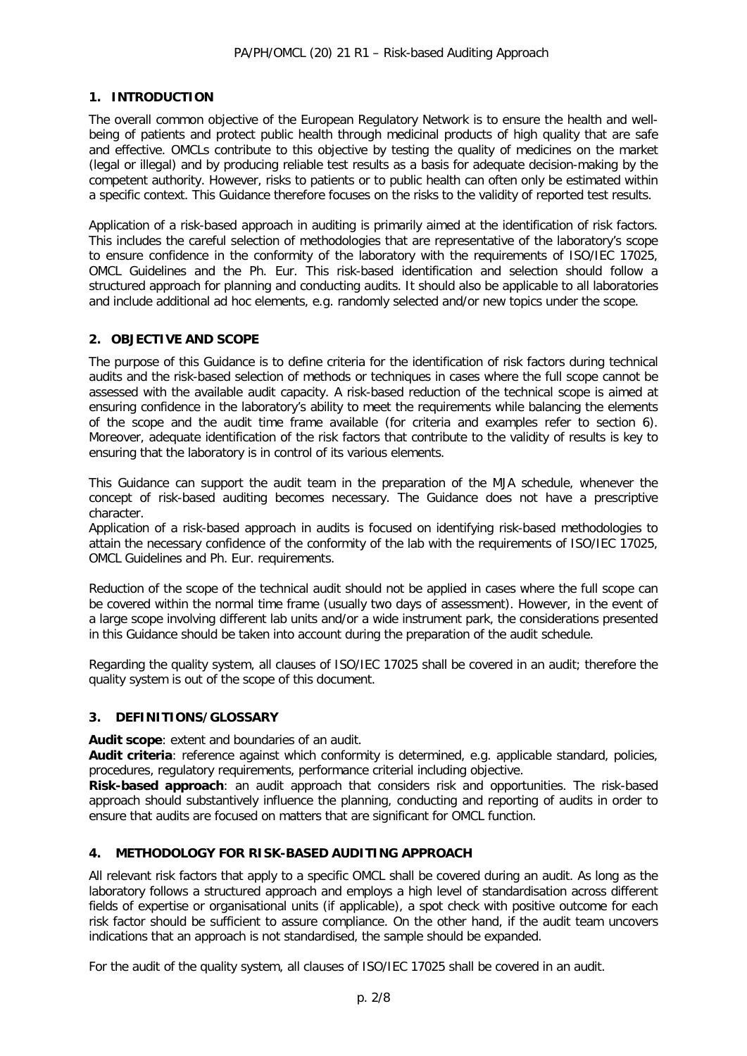## 1. INTRODUCTION

The overall common objective of the European Regulatory Network is to ensure the health and well-being of patients and protect public health through medicinal products of high quality that are safe and effective. OMCLs contribute to this objective by testing the quality of medicines on the market (legal or illegal) and by producing reliable test results as a basis for adequate decision-making by the competent authority. However, risks to patients or to public health can often only be estimated within a specific context. This Guidance therefore focuses on the risks to the validity of reported test results.

Application of a risk-based approach in auditing is primarily aimed at the identification of risk factors. This includes the careful selection of methodologies that are representative of the laboratory's scope to ensure confidence in the conformity of the laboratory with the requirements of ISO/IEC 17025, OMCL Guidelines and the Ph. Eur. This risk-based identification and selection should follow a structured approach for planning and conducting audits. It should also be applicable to all laboratories and include additional ad hoc elements, e.g. randomly selected and/or new topics under the scope.

## 2. OBJECTIVE AND SCOPE

The purpose of this Guidance is to define criteria for the identification of risk factors during technical audits and the risk-based selection of methods or techniques in cases where the full scope cannot be assessed with the available audit capacity. A risk-based reduction of the technical scope is aimed at ensuring confidence in the laboratory's ability to meet the requirements while balancing the elements of the scope and the audit time frame available (for criteria and examples refer to section 6). Moreover, adequate identification of the risk factors that contribute to the validity of results is key to ensuring that the laboratory is in control of its various elements.

This Guidance can support the audit team in the preparation of the MJA schedule, whenever the concept of risk-based auditing becomes necessary. The Guidance does not have a prescriptive character.

Application of a risk-based approach in audits is focused on identifying risk-based methodologies to attain the necessary confidence of the conformity of the lab with the requirements of ISO/IEC 17025, OMCL Guidelines and Ph. Eur. requirements.

Reduction of the scope of the technical audit should not be applied in cases where the full scope can be covered within the normal time frame (usually two days of assessment). However, in the event of a large scope involving different lab units and/or a wide instrument park, the considerations presented in this Guidance should be taken into account during the preparation of the audit schedule.

Regarding the quality system, all clauses of ISO/IEC 17025 shall be covered in an audit; therefore the quality system is out of the scope of this document.

## 3. DEFINITIONS/GLOSSARY

**Audit scope**: extent and boundaries of an audit.

**Audit criteria**: reference against which conformity is determined, e.g. applicable standard, policies, procedures, regulatory requirements, performance criterial including objective.

**Risk-based approach**: an audit approach that considers risk and opportunities. The risk-based approach should substantively influence the planning, conducting and reporting of audits in order to ensure that audits are focused on matters that are significant for OMCL function.

## 4. METHODOLOGY FOR RISK-BASED AUDITING APPROACH

All relevant risk factors that apply to a specific OMCL shall be covered during an audit. As long as the laboratory follows a structured approach and employs a high level of standardisation across different fields of expertise or organisational units (if applicable), a spot check with positive outcome for each risk factor should be sufficient to assure compliance. On the other hand, if the audit team uncovers indications that an approach is not standardised, the sample should be expanded.

For the audit of the quality system, all clauses of ISO/IEC 17025 shall be covered in an audit.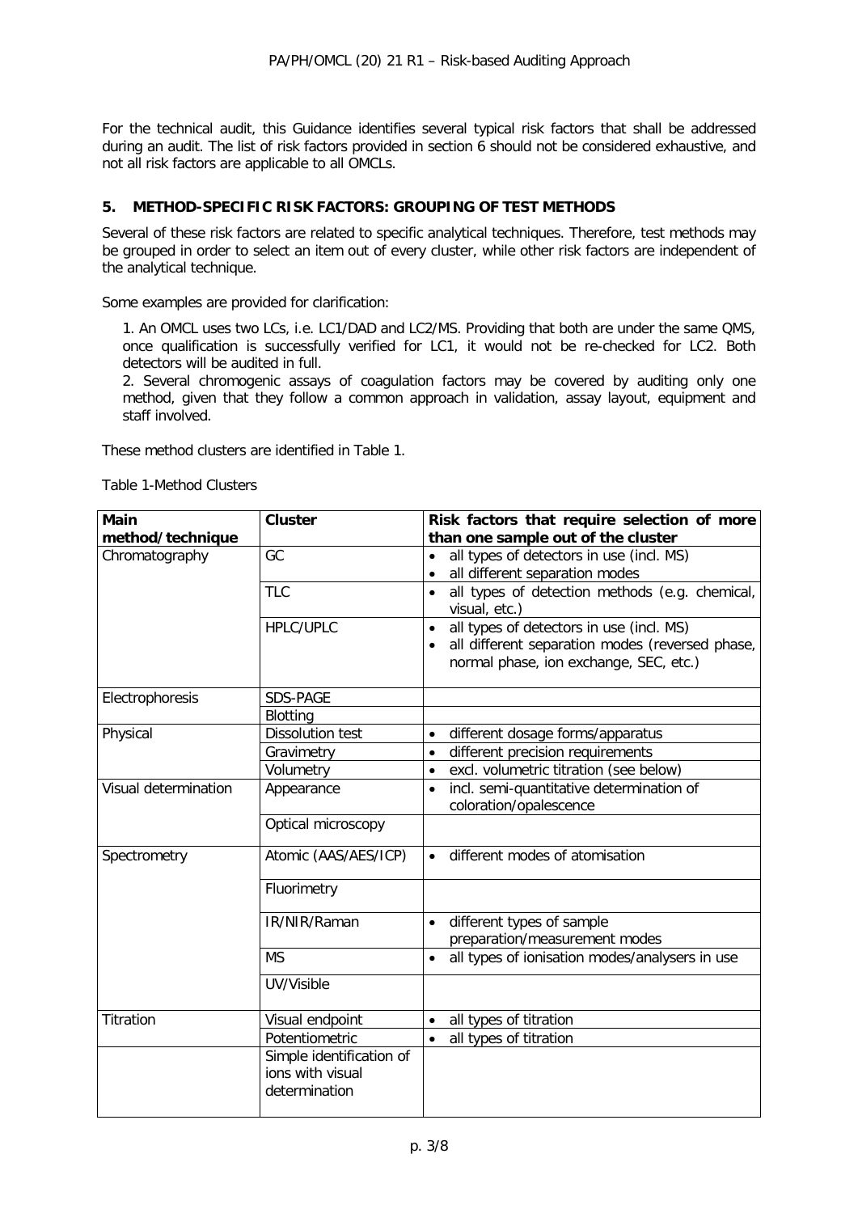For the technical audit, this Guidance identifies several typical risk factors that shall be addressed during an audit. The list of risk factors provided in section 6 should not be considered exhaustive, and not all risk factors are applicable to all OMCLs.

## 5. METHOD-SPECIFIC RISK FACTORS: GROUPING OF TEST METHODS

Several of these risk factors are related to specific analytical techniques. Therefore, test methods may be grouped in order to select an item out of every cluster, while other risk factors are independent of the analytical technique.

Some examples are provided for clarification:

1. An OMCL uses two LCs, i.e. LC1/DAD and LC2/MS. Providing that both are under the same QMS, once qualification is successfully verified for LC1, it would not be re-checked for LC2. Both detectors will be audited in full.
2. Several chromogenic assays of coagulation factors may be covered by auditing only one method, given that they follow a common approach in validation, assay layout, equipment and staff involved.

These method clusters are identified in Table 1.

Table 1-Method Clusters

| Main method/technique | Cluster | Risk factors that require selection of more than one sample out of the cluster |
|---|---|---|
| Chromatography | GC | • all types of detectors in use (incl. MS)<br>• all different separation modes |
| | TLC | • all types of detection methods (e.g. chemical, visual, etc.) |
| | HPLC/UPLC | • all types of detectors in use (incl. MS)<br>• all different separation modes (reversed phase, normal phase, ion exchange, SEC, etc.) |
| Electrophoresis | SDS-PAGE | |
| | Blotting | |
| Physical | Dissolution test | • different dosage forms/apparatus |
| | Gravimetry | • different precision requirements |
| | Volumetry | • excl. volumetric titration (see below) |
| Visual determination | Appearance | • incl. semi-quantitative determination of coloration/opalescence |
| | Optical microscopy | |
| Spectrometry | Atomic (AAS/AES/ICP) | • different modes of atomisation |
| | Fluorimetry | |
| | IR/NIR/Raman | • different types of sample preparation/measurement modes |
| | MS | • all types of ionisation modes/analysers in use |
| | UV/Visible | |
| Titration | Visual endpoint | • all types of titration |
| | Potentiometric | • all types of titration |
| | Simple identification of ions with visual determination | |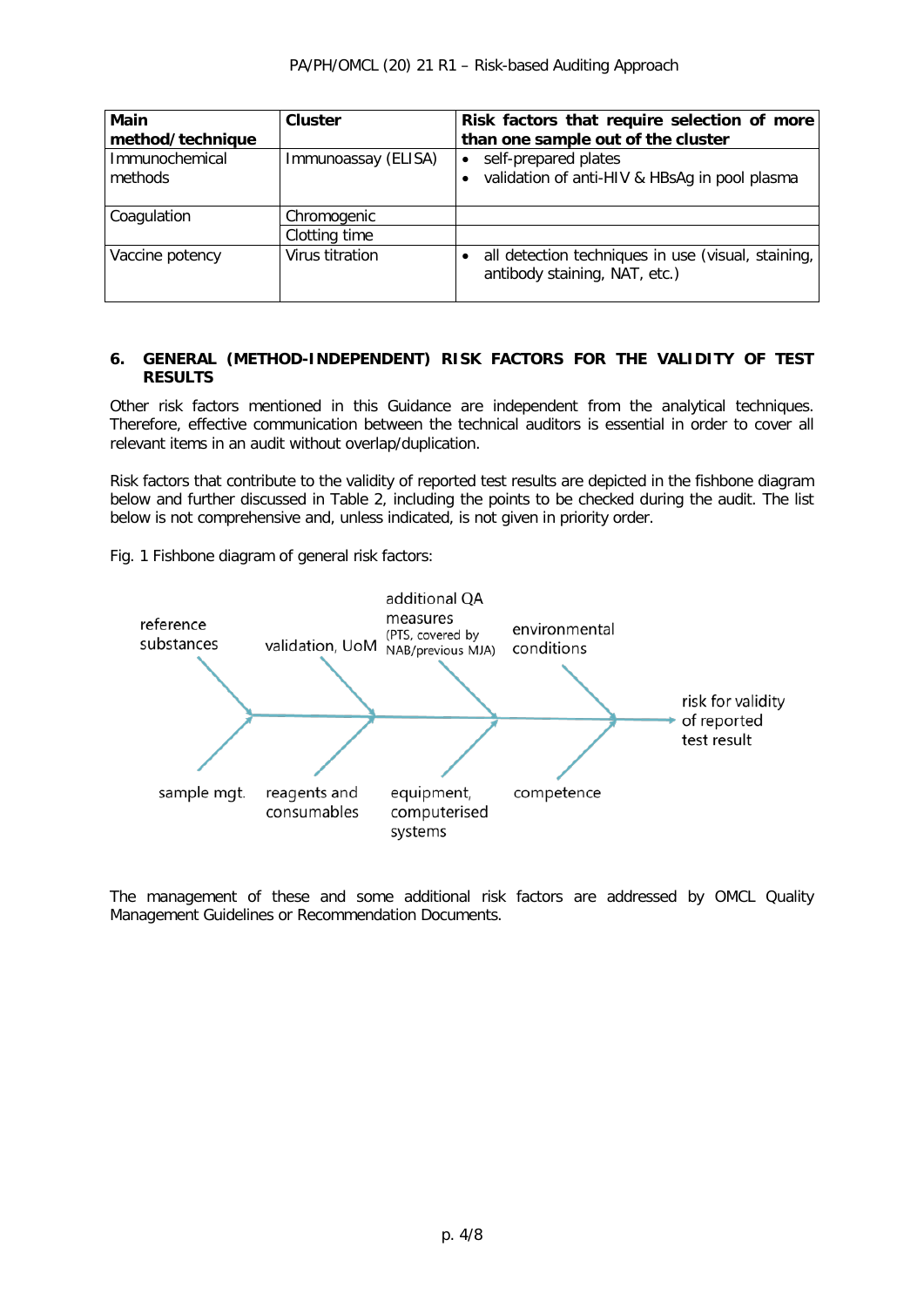| Main method/technique | Cluster | Risk factors that require selection of more than one sample out of the cluster |
|---|---|---|
| Immunochemical methods | Immunoassay (ELISA) | • self-prepared plates<br>• validation of anti-HIV & HBsAg in pool plasma |
| Coagulation | Chromogenic | |
| | Clotting time | |
| Vaccine potency | Virus titration | • all detection techniques in use (visual, staining, antibody staining, NAT, etc.) |

## 6. GENERAL (METHOD-INDEPENDENT) RISK FACTORS FOR THE VALIDITY OF TEST RESULTS

Other risk factors mentioned in this Guidance are independent from the analytical techniques. Therefore, effective communication between the technical auditors is essential in order to cover all relevant items in an audit without overlap/duplication.

Risk factors that contribute to the validity of reported test results are depicted in the fishbone diagram below and further discussed in Table 2, including the points to be checked during the audit. The list below is not comprehensive and, unless indicated, is not given in priority order.

Fig. 1 Fishbone diagram of general risk factors:

- reference substances
- validation, UoM
- additional QA measures (PTS, covered by NAB/previous MJA)
- environmental conditions
- sample mgt.
- reagents and consumables
- equipment, computerised systems
- competence

→ risk for validity of reported test result

The management of these and some additional risk factors are addressed by OMCL Quality Management Guidelines or Recommendation Documents.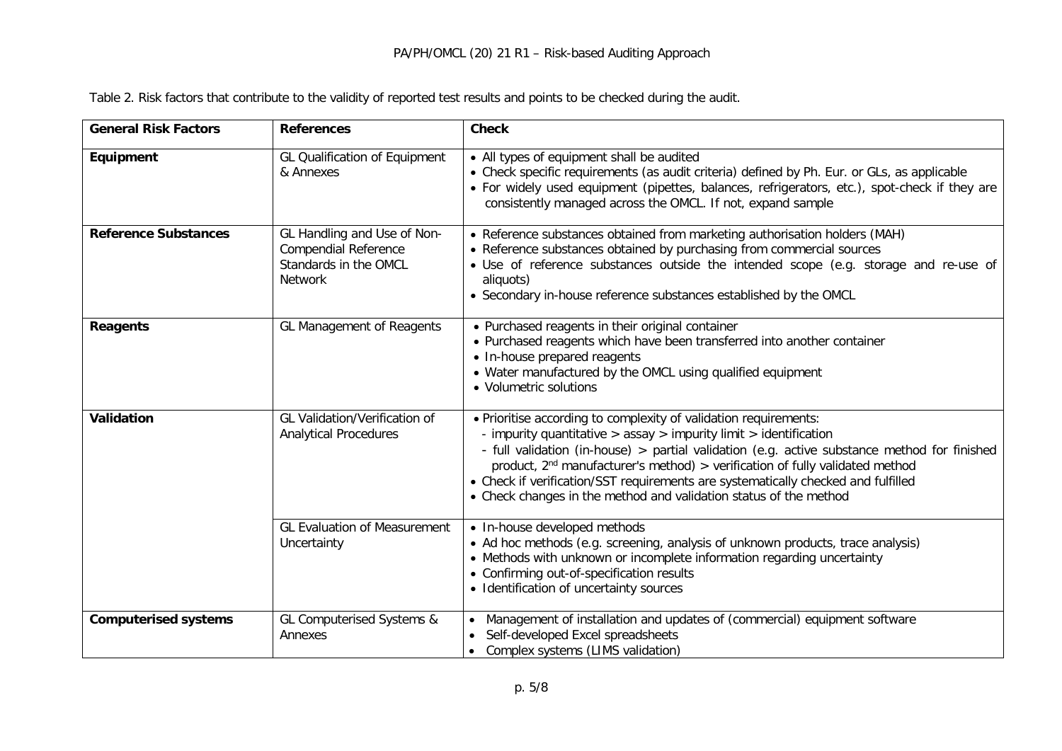Table 2. Risk factors that contribute to the validity of reported test results and points to be checked during the audit.

| General Risk Factors | References | Check |
|---|---|---|
| **Equipment** | GL Qualification of Equipment & Annexes | • All types of equipment shall be audited<br>• Check specific requirements (as audit criteria) defined by Ph. Eur. or GLs, as applicable<br>• For widely used equipment (pipettes, balances, refrigerators, etc.), spot-check if they are consistently managed across the OMCL. If not, expand sample |
| **Reference Substances** | GL Handling and Use of Non-Compendial Reference Standards in the OMCL Network | • Reference substances obtained from marketing authorisation holders (MAH)<br>• Reference substances obtained by purchasing from commercial sources<br>• Use of reference substances outside the intended scope (e.g. storage and re-use of aliquots)<br>• Secondary in-house reference substances established by the OMCL |
| **Reagents** | GL Management of Reagents | • Purchased reagents in their original container<br>• Purchased reagents which have been transferred into another container<br>• In-house prepared reagents<br>• Water manufactured by the OMCL using qualified equipment<br>• Volumetric solutions |
| **Validation** | GL Validation/Verification of Analytical Procedures | • Prioritise according to complexity of validation requirements:<br>- impurity quantitative > assay > impurity limit > identification<br>- full validation (in-house) > partial validation (e.g. active substance method for finished product, 2nd manufacturer's method) > verification of fully validated method<br>• Check if verification/SST requirements are systematically checked and fulfilled<br>• Check changes in the method and validation status of the method |
| | GL Evaluation of Measurement Uncertainty | • In-house developed methods<br>• Ad hoc methods (e.g. screening, analysis of unknown products, trace analysis)<br>• Methods with unknown or incomplete information regarding uncertainty<br>• Confirming out-of-specification results<br>• Identification of uncertainty sources |
| **Computerised systems** | GL Computerised Systems & Annexes | • Management of installation and updates of (commercial) equipment software<br>• Self-developed Excel spreadsheets<br>• Complex systems (LIMS validation) |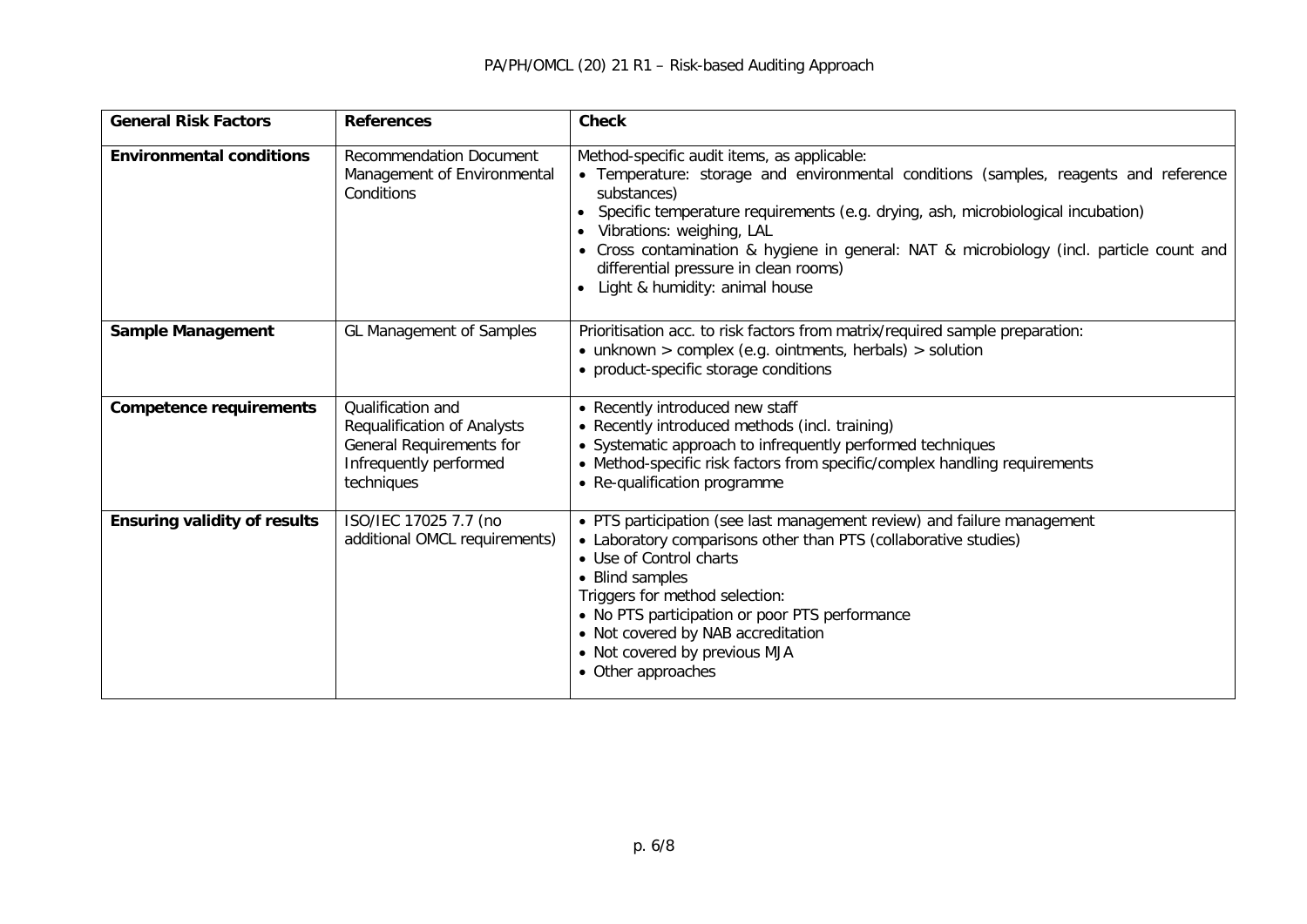| General Risk Factors | References | Check |
| --- | --- | --- |
| **Environmental conditions** | Recommendation Document Management of Environmental Conditions | Method-specific audit items, as applicable:<br>• Temperature: storage and environmental conditions (samples, reagents and reference substances)<br>• Specific temperature requirements (e.g. drying, ash, microbiological incubation)<br>• Vibrations: weighing, LAL<br>• Cross contamination & hygiene in general: NAT & microbiology (incl. particle count and differential pressure in clean rooms)<br>• Light & humidity: animal house |
| **Sample Management** | GL Management of Samples | Prioritisation acc. to risk factors from matrix/required sample preparation:<br>• unknown > complex (e.g. ointments, herbals) > solution<br>• product-specific storage conditions |
| **Competence requirements** | Qualification and Requalification of Analysts<br>General Requirements for Infrequently performed techniques | • Recently introduced new staff<br>• Recently introduced methods (incl. training)<br>• Systematic approach to infrequently performed techniques<br>• Method-specific risk factors from specific/complex handling requirements<br>• Re-qualification programme |
| **Ensuring validity of results** | ISO/IEC 17025 7.7 (no additional OMCL requirements) | • PTS participation (see last management review) and failure management<br>• Laboratory comparisons other than PTS (collaborative studies)<br>• Use of Control charts<br>• Blind samples<br>Triggers for method selection:<br>• No PTS participation or poor PTS performance<br>• Not covered by NAB accreditation<br>• Not covered by previous MJA<br>• Other approaches |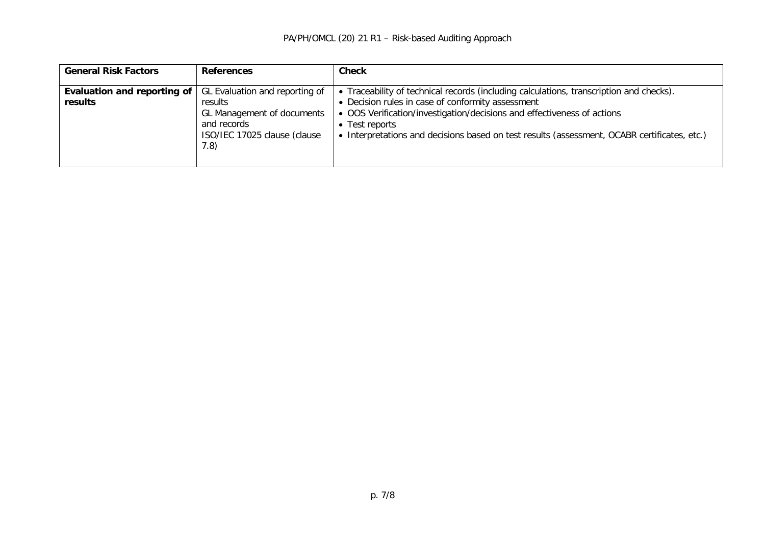| General Risk Factors | References | Check |
|---|---|---|
| **Evaluation and reporting of results** | GL Evaluation and reporting of results<br>GL Management of documents and records<br>ISO/IEC 17025 clause (clause 7.8) | • Traceability of technical records (including calculations, transcription and checks).<br>• Decision rules in case of conformity assessment<br>• OOS Verification/investigation/decisions and effectiveness of actions<br>• Test reports<br>• Interpretations and decisions based on test results (assessment, OCABR certificates, etc.) |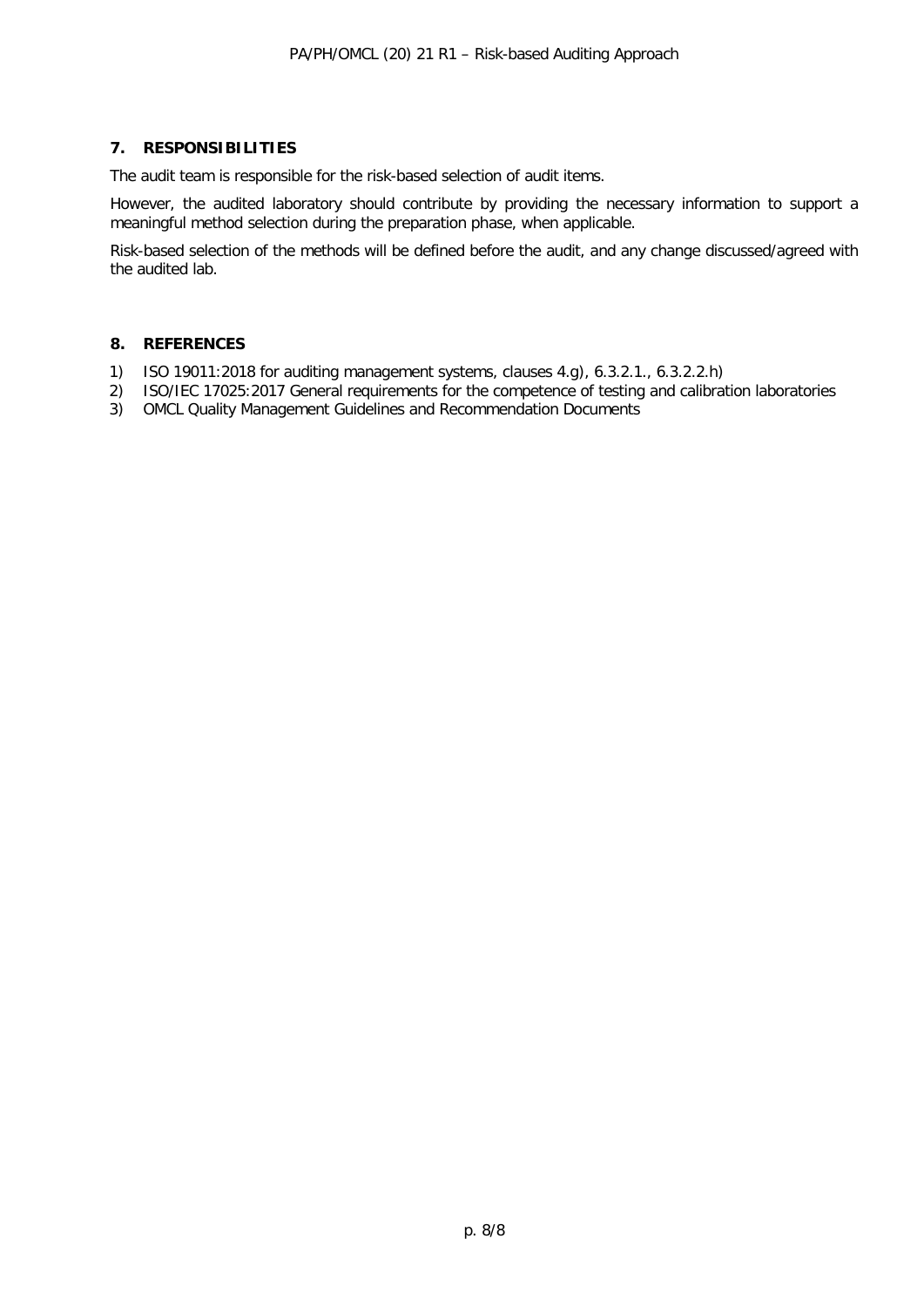## 7. RESPONSIBILITIES

The audit team is responsible for the risk-based selection of audit items.

However, the audited laboratory should contribute by providing the necessary information to support a meaningful method selection during the preparation phase, when applicable.

Risk-based selection of the methods will be defined before the audit, and any change discussed/agreed with the audited lab.

## 8. REFERENCES

1) ISO 19011:2018 for auditing management systems, clauses 4.g), 6.3.2.1., 6.3.2.2.h)
2) ISO/IEC 17025:2017 General requirements for the competence of testing and calibration laboratories
3) OMCL Quality Management Guidelines and Recommendation Documents